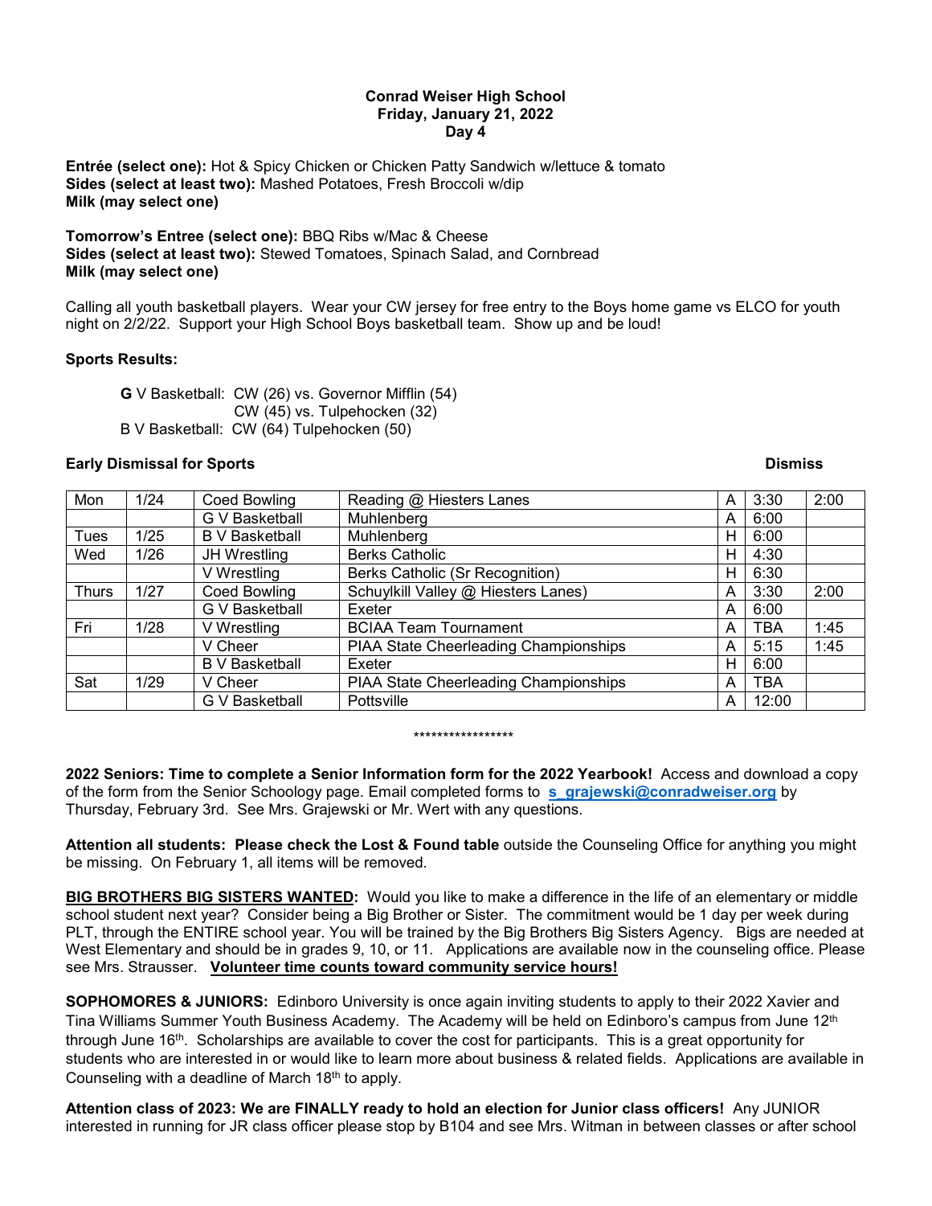**Conrad Weiser High School**
**Friday, January 21, 2022**
**Day 4**

**Entrée (select one):** Hot & Spicy Chicken or Chicken Patty Sandwich w/lettuce & tomato
**Sides (select at least two):** Mashed Potatoes, Fresh Broccoli w/dip
**Milk (may select one)**

**Tomorrow's Entree (select one):** BBQ Ribs w/Mac & Cheese
**Sides (select at least two):** Stewed Tomatoes, Spinach Salad, and Cornbread
**Milk (may select one)**

Calling all youth basketball players. Wear your CW jersey for free entry to the Boys home game vs ELCO for youth night on 2/2/22. Support your High School Boys basketball team. Show up and be loud!

**Sports Results:**

**G** V Basketball: CW (26) vs. Governor Mifflin (54)
CW (45) vs. Tulpehocken (32)
B V Basketball: CW (64) Tulpehocken (50)

**Early Dismissal for Sports** **Dismiss**

| | | | | | | Dismiss |
|---|---|---|---|---|---|---|
| Mon | 1/24 | Coed Bowling | Reading @ Hiesters Lanes | A | 3:30 | 2:00 |
| | | G V Basketball | Muhlenberg | A | 6:00 | |
| Tues | 1/25 | B V Basketball | Muhlenberg | H | 6:00 | |
| Wed | 1/26 | JH Wrestling | Berks Catholic | H | 4:30 | |
| | | V Wrestling | Berks Catholic (Sr Recognition) | H | 6:30 | |
| Thurs | 1/27 | Coed Bowling | Schuylkill Valley @ Hiesters Lanes) | A | 3:30 | 2:00 |
| | | G V Basketball | Exeter | A | 6:00 | |
| Fri | 1/28 | V Wrestling | BCIAA Team Tournament | A | TBA | 1:45 |
| | | V Cheer | PIAA State Cheerleading Championships | A | 5:15 | 1:45 |
| | | B V Basketball | Exeter | H | 6:00 | |
| Sat | 1/29 | V Cheer | PIAA State Cheerleading Championships | A | TBA | |
| | | G V Basketball | Pottsville | A | 12:00 | |

*****************

**2022 Seniors: Time to complete a Senior Information form for the 2022 Yearbook!** Access and download a copy of the form from the Senior Schoology page. Email completed forms to **s_grajewski@conradweiser.org** by Thursday, February 3rd. See Mrs. Grajewski or Mr. Wert with any questions.

**Attention all students: Please check the Lost & Found table** outside the Counseling Office for anything you might be missing. On February 1, all items will be removed.

**BIG BROTHERS BIG SISTERS WANTED:** Would you like to make a difference in the life of an elementary or middle school student next year? Consider being a Big Brother or Sister. The commitment would be 1 day per week during PLT, through the ENTIRE school year. You will be trained by the Big Brothers Big Sisters Agency. Bigs are needed at West Elementary and should be in grades 9, 10, or 11. Applications are available now in the counseling office. Please see Mrs. Strausser. **Volunteer time counts toward community service hours!**

**SOPHOMORES & JUNIORS:** Edinboro University is once again inviting students to apply to their 2022 Xavier and Tina Williams Summer Youth Business Academy. The Academy will be held on Edinboro's campus from June 12th through June 16th. Scholarships are available to cover the cost for participants. This is a great opportunity for students who are interested in or would like to learn more about business & related fields. Applications are available in Counseling with a deadline of March 18th to apply.

**Attention class of 2023: We are FINALLY ready to hold an election for Junior class officers!** Any JUNIOR interested in running for JR class officer please stop by B104 and see Mrs. Witman in between classes or after school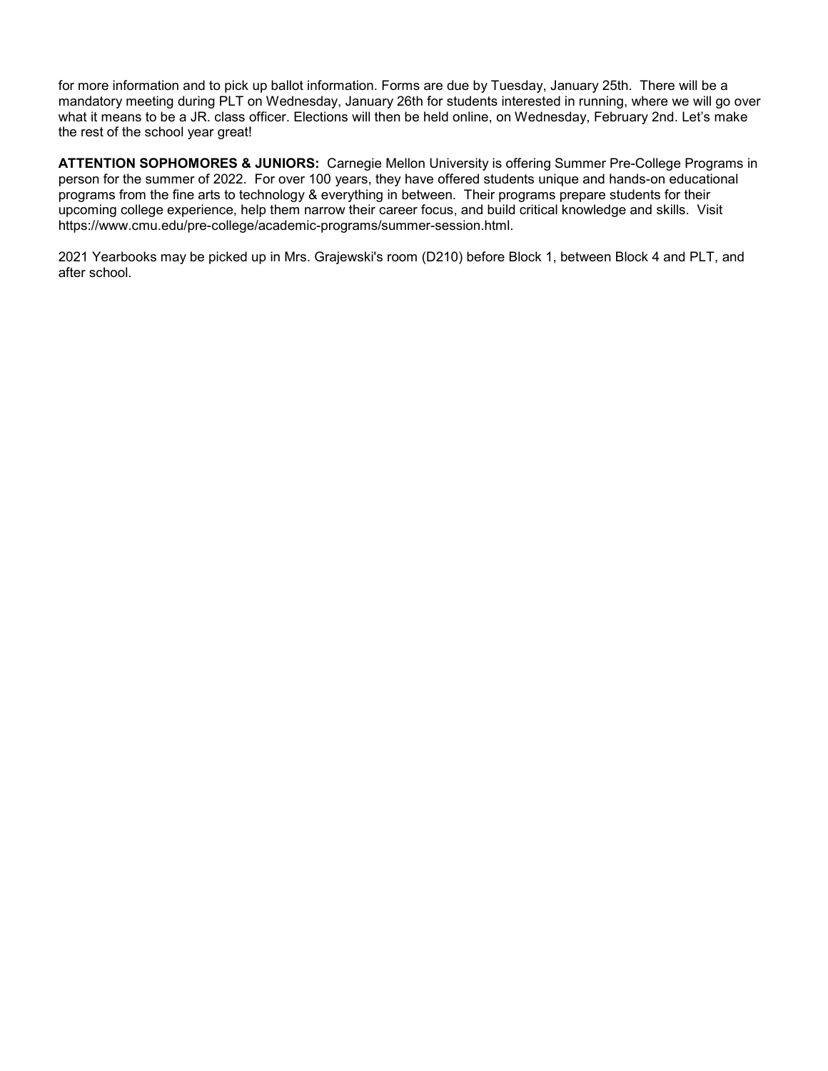for more information and to pick up ballot information. Forms are due by Tuesday, January 25th. There will be a mandatory meeting during PLT on Wednesday, January 26th for students interested in running, where we will go over what it means to be a JR. class officer. Elections will then be held online, on Wednesday, February 2nd. Let's make the rest of the school year great!

**ATTENTION SOPHOMORES & JUNIORS:** Carnegie Mellon University is offering Summer Pre-College Programs in person for the summer of 2022. For over 100 years, they have offered students unique and hands-on educational programs from the fine arts to technology & everything in between. Their programs prepare students for their upcoming college experience, help them narrow their career focus, and build critical knowledge and skills. Visit https://www.cmu.edu/pre-college/academic-programs/summer-session.html.

2021 Yearbooks may be picked up in Mrs. Grajewski's room (D210) before Block 1, between Block 4 and PLT, and after school.